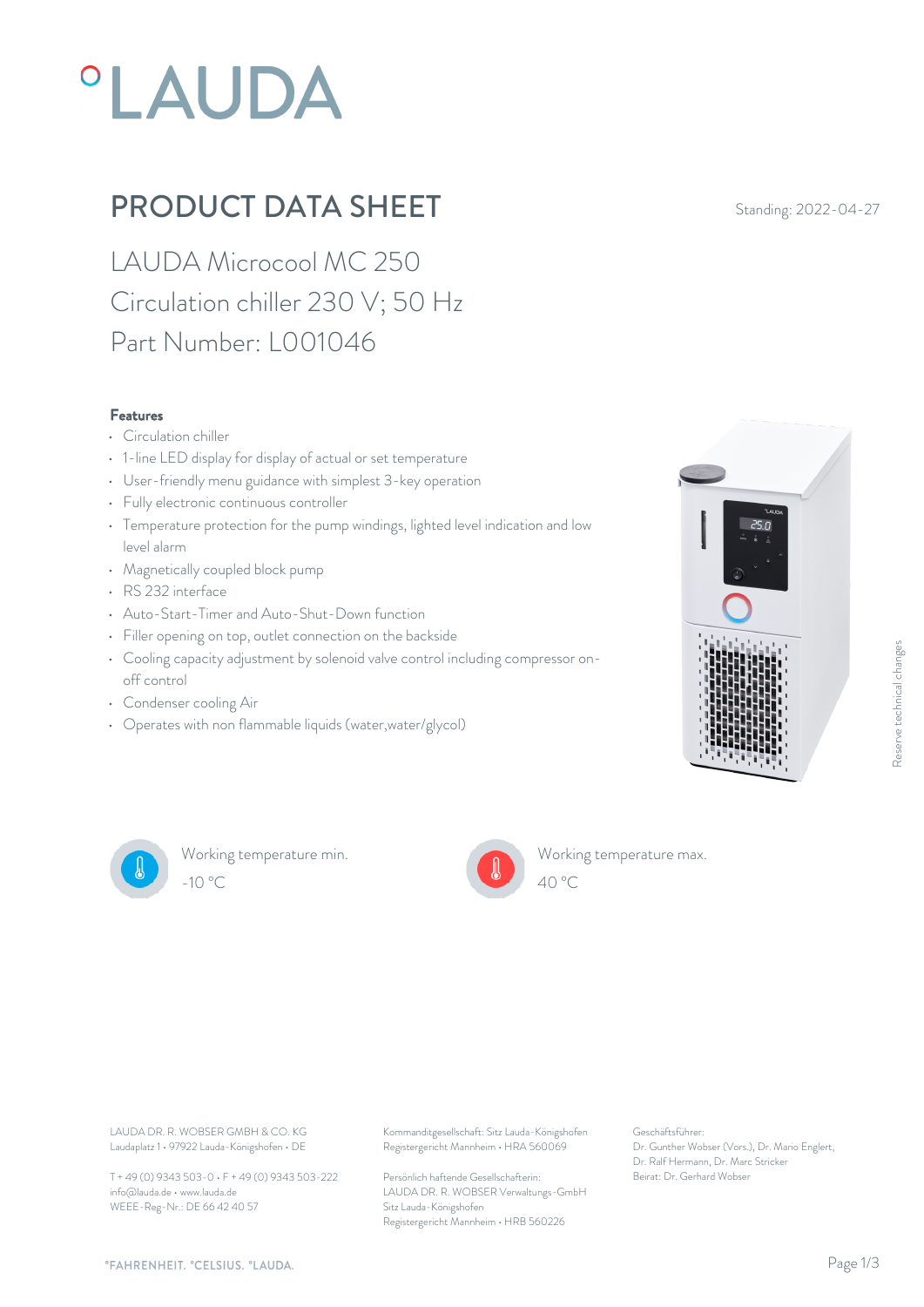# PRODUCT DATA SHEET

Standing: 2022-04-27

## LAUDA Microcool MC 250
## Circulation chiller 230 V; 50 Hz
## Part Number: L001046

### Features

- Circulation chiller
- 1-line LED display for display of actual or set temperature
- User-friendly menu guidance with simplest 3-key operation
- Fully electronic continuous controller
- Temperature protection for the pump windings, lighted level indication and low level alarm
- Magnetically coupled block pump
- RS 232 interface
- Auto-Start-Timer and Auto-Shut-Down function
- Filler opening on top, outlet connection on the backside
- Cooling capacity adjustment by solenoid valve control including compressor on-off control
- Condenser cooling Air
- Operates with non flammable liquids (water,water/glycol)

Working temperature min.
-10 °C

Working temperature max.
40 °C

Reserve technical changes

LAUDA DR. R. WOBSER GMBH & CO. KG
Laudaplatz 1 • 97922 Lauda-Königshofen • DE

T + 49 (0) 9343 503-0 • F + 49 (0) 9343 503-222
info@lauda.de • www.lauda.de
WEEE-Reg-Nr.: DE 66 42 40 57

Kommanditgesellschaft: Sitz Lauda-Königshofen
Registergericht Mannheim • HRA 560069

Persönlich haftende Gesellschafterin:
LAUDA DR. R. WOBSER Verwaltungs-GmbH
Sitz Lauda-Königshofen
Registergericht Mannheim • HRB 560226

Geschäftsführer:
Dr. Gunther Wobser (Vors.), Dr. Mario Englert, Dr. Ralf Hermann, Dr. Marc Stricker
Beirat: Dr. Gerhard Wobser

°FAHRENHEIT. °CELSIUS. °LAUDA.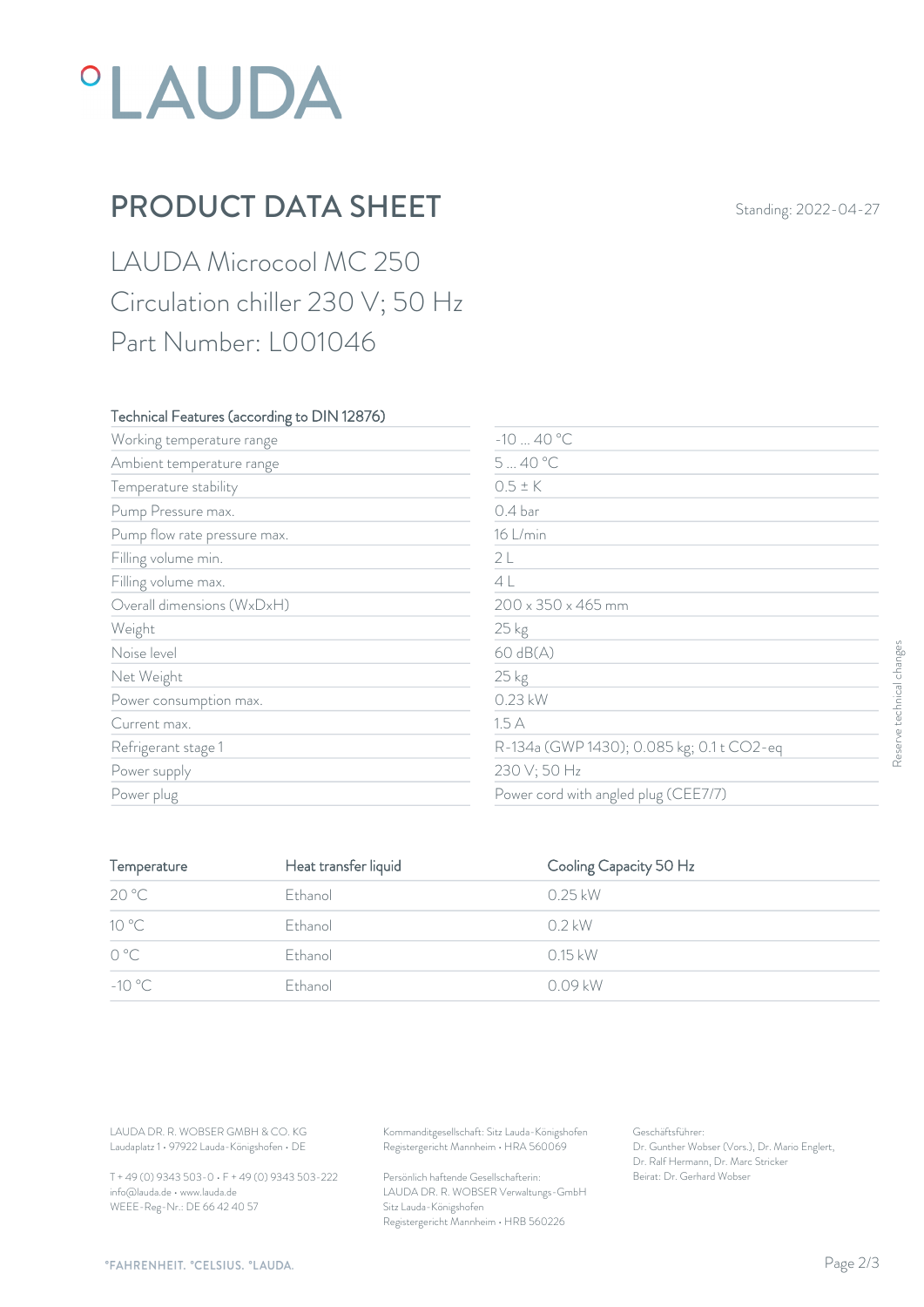°LAUDA

# PRODUCT DATA SHEET

Standing: 2022-04-27

## LAUDA Microcool MC 250
## Circulation chiller 230 V; 50 Hz
## Part Number: L001046

| Technical Features (according to DIN 12876) | |
|---|---|
| Working temperature range | -10 ... 40 °C |
| Ambient temperature range | 5 ... 40 °C |
| Temperature stability | 0.5 ± K |
| Pump Pressure max. | 0.4 bar |
| Pump flow rate pressure max. | 16 L/min |
| Filling volume min. | 2 L |
| Filling volume max. | 4 L |
| Overall dimensions (WxDxH) | 200 x 350 x 465 mm |
| Weight | 25 kg |
| Noise level | 60 dB(A) |
| Net Weight | 25 kg |
| Power consumption max. | 0.23 kW |
| Current max. | 1.5 A |
| Refrigerant stage 1 | R-134a (GWP 1430); 0.085 kg; 0.1 t $CO_2$-eq |
| Power supply | 230 V; 50 Hz |
| Power plug | Power cord with angled plug (CEE7/7) |

| Temperature | Heat transfer liquid | Cooling Capacity 50 Hz |
|---|---|---|
| 20 °C | Ethanol | 0.25 kW |
| 10 °C | Ethanol | 0.2 kW |
| 0 °C | Ethanol | 0.15 kW |
| -10 °C | Ethanol | 0.09 kW |

Reserve technical changes

LAUDA DR. R. WOBSER GMBH & CO. KG
Laudaplatz 1 • 97922 Lauda-Königshofen • DE

T + 49 (0) 9343 503-0 • F + 49 (0) 9343 503-222
info@lauda.de • www.lauda.de
WEEE-Reg-Nr.: DE 66 42 40 57

Kommanditgesellschaft: Sitz Lauda-Königshofen
Registergericht Mannheim • HRA 560069

Persönlich haftende Gesellschafterin:
LAUDA DR. R. WOBSER Verwaltungs-GmbH
Sitz Lauda-Königshofen
Registergericht Mannheim • HRB 560226

Geschäftsführer:
Dr. Gunther Wobser (Vors.), Dr. Mario Englert, Dr. Ralf Hermann, Dr. Marc Stricker
Beirat: Dr. Gerhard Wobser

°FAHRENHEIT. °CELSIUS. °LAUDA.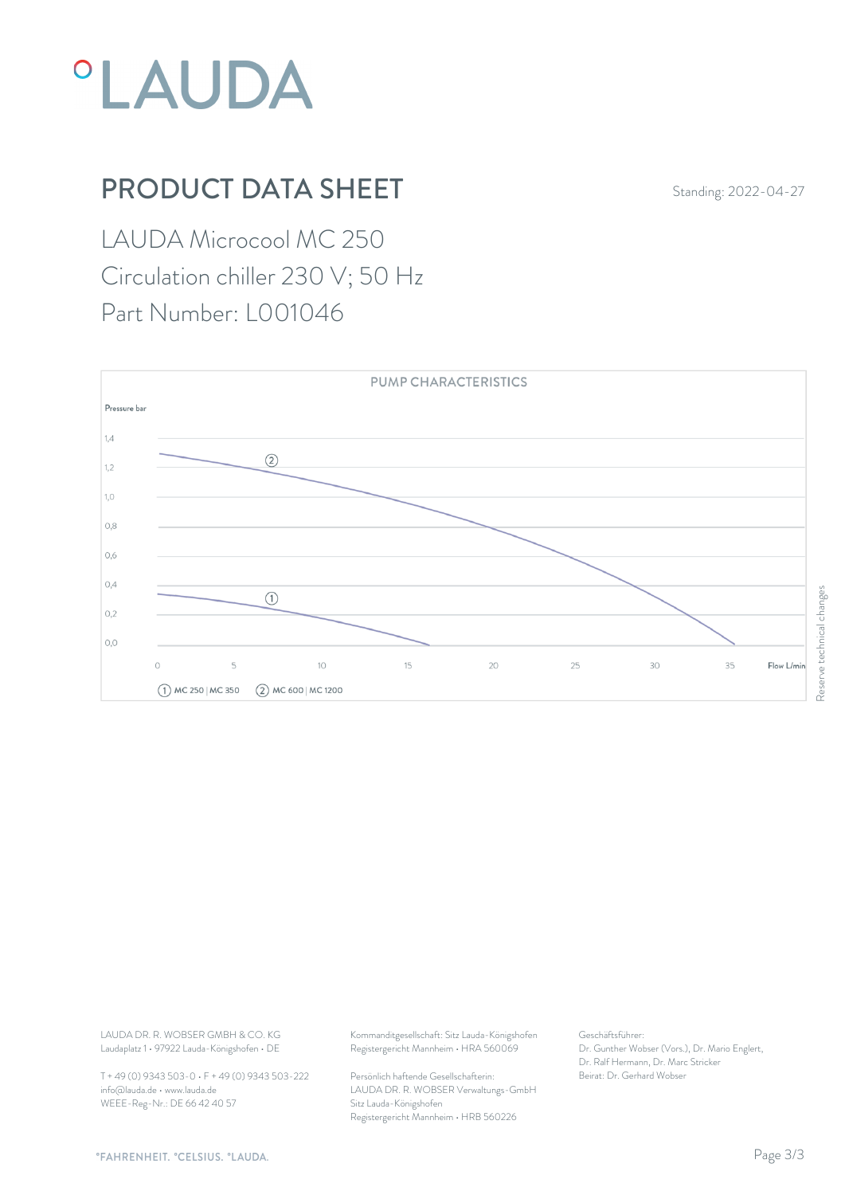°LAUDA

# PRODUCT DATA SHEET

Standing: 2022-04-27

## LAUDA Microcool MC 250
## Circulation chiller 230 V; 50 Hz
## Part Number: L001046

PUMP CHARACTERISTICS

Pressure bar

1,4
1,2
1,0
0,8
0,6
0,4
0,2
0,0

0 5 10 15 20 25 30 35 Flow L/min

① MC 250 | MC 350 ② MC 600 | MC 1200

Reserve technical changes

LAUDA DR. R. WOBSER GMBH & CO. KG
Laudaplatz 1 • 97922 Lauda-Königshofen • DE

T + 49 (0) 9343 503-0 • F + 49 (0) 9343 503-222
info@lauda.de • www.lauda.de
WEEE-Reg-Nr.: DE 66 42 40 57

Kommanditgesellschaft: Sitz Lauda-Königshofen
Registergericht Mannheim • HRA 560069

Persönlich haftende Gesellschafterin:
LAUDA DR. R. WOBSER Verwaltungs-GmbH
Sitz Lauda-Königshofen
Registergericht Mannheim • HRB 560226

Geschäftsführer:
Dr. Gunther Wobser (Vors.), Dr. Mario Englert,
Dr. Ralf Hermann, Dr. Marc Stricker
Beirat: Dr. Gerhard Wobser

°FAHRENHEIT. °CELSIUS. °LAUDA.